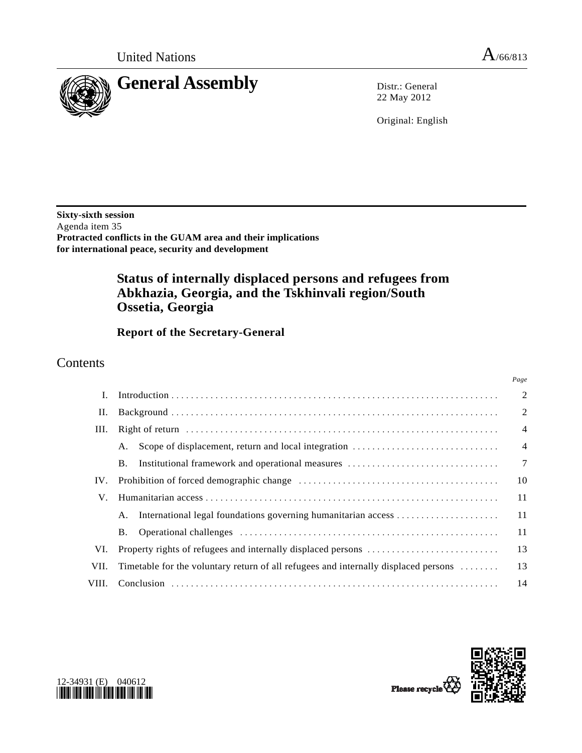United Nations

A/66/813

# General Assembly

Distr.: General
22 May 2012

Original: English

**Sixty-sixth session**
Agenda item 35
**Protracted conflicts in the GUAM area and their implications for international peace, security and development**

## Status of internally displaced persons and refugees from Abkhazia, Georgia, and the Tskhinvali region/South Ossetia, Georgia

### Report of the Secretary-General

## Contents

| | | Page |
|---|---|---|
| I. | Introduction | 2 |
| II. | Background | 2 |
| III. | Right of return | 4 |
| | A. Scope of displacement, return and local integration | 4 |
| | B. Institutional framework and operational measures | 7 |
| IV. | Prohibition of forced demographic change | 10 |
| V. | Humanitarian access | 11 |
| | A. International legal foundations governing humanitarian access | 11 |
| | B. Operational challenges | 11 |
| VI. | Property rights of refugees and internally displaced persons | 13 |
| VII. | Timetable for the voluntary return of all refugees and internally displaced persons | 13 |
| VIII. | Conclusion | 14 |

12-34931 (E) 040612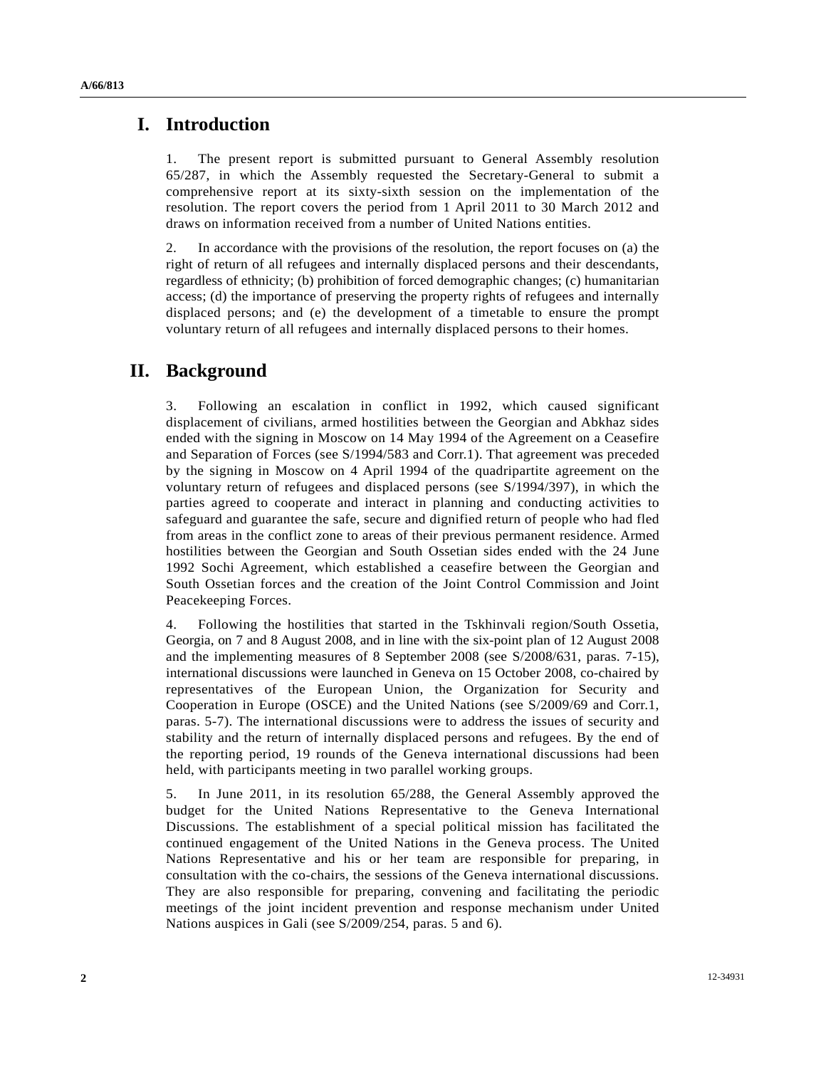# I. Introduction

1. The present report is submitted pursuant to General Assembly resolution 65/287, in which the Assembly requested the Secretary-General to submit a comprehensive report at its sixty-sixth session on the implementation of the resolution. The report covers the period from 1 April 2011 to 30 March 2012 and draws on information received from a number of United Nations entities.

2. In accordance with the provisions of the resolution, the report focuses on (a) the right of return of all refugees and internally displaced persons and their descendants, regardless of ethnicity; (b) prohibition of forced demographic changes; (c) humanitarian access; (d) the importance of preserving the property rights of refugees and internally displaced persons; and (e) the development of a timetable to ensure the prompt voluntary return of all refugees and internally displaced persons to their homes.

# II. Background

3. Following an escalation in conflict in 1992, which caused significant displacement of civilians, armed hostilities between the Georgian and Abkhaz sides ended with the signing in Moscow on 14 May 1994 of the Agreement on a Ceasefire and Separation of Forces (see S/1994/583 and Corr.1). That agreement was preceded by the signing in Moscow on 4 April 1994 of the quadripartite agreement on the voluntary return of refugees and displaced persons (see S/1994/397), in which the parties agreed to cooperate and interact in planning and conducting activities to safeguard and guarantee the safe, secure and dignified return of people who had fled from areas in the conflict zone to areas of their previous permanent residence. Armed hostilities between the Georgian and South Ossetian sides ended with the 24 June 1992 Sochi Agreement, which established a ceasefire between the Georgian and South Ossetian forces and the creation of the Joint Control Commission and Joint Peacekeeping Forces.

4. Following the hostilities that started in the Tskhinvali region/South Ossetia, Georgia, on 7 and 8 August 2008, and in line with the six-point plan of 12 August 2008 and the implementing measures of 8 September 2008 (see S/2008/631, paras. 7-15), international discussions were launched in Geneva on 15 October 2008, co-chaired by representatives of the European Union, the Organization for Security and Cooperation in Europe (OSCE) and the United Nations (see S/2009/69 and Corr.1, paras. 5-7). The international discussions were to address the issues of security and stability and the return of internally displaced persons and refugees. By the end of the reporting period, 19 rounds of the Geneva international discussions had been held, with participants meeting in two parallel working groups.

5. In June 2011, in its resolution 65/288, the General Assembly approved the budget for the United Nations Representative to the Geneva International Discussions. The establishment of a special political mission has facilitated the continued engagement of the United Nations in the Geneva process. The United Nations Representative and his or her team are responsible for preparing, in consultation with the co-chairs, the sessions of the Geneva international discussions. They are also responsible for preparing, convening and facilitating the periodic meetings of the joint incident prevention and response mechanism under United Nations auspices in Gali (see S/2009/254, paras. 5 and 6).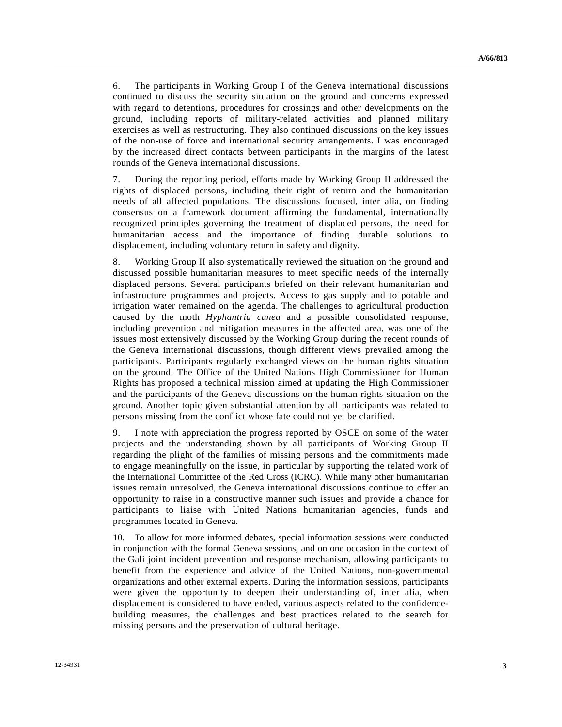6. The participants in Working Group I of the Geneva international discussions continued to discuss the security situation on the ground and concerns expressed with regard to detentions, procedures for crossings and other developments on the ground, including reports of military-related activities and planned military exercises as well as restructuring. They also continued discussions on the key issues of the non-use of force and international security arrangements. I was encouraged by the increased direct contacts between participants in the margins of the latest rounds of the Geneva international discussions.

7. During the reporting period, efforts made by Working Group II addressed the rights of displaced persons, including their right of return and the humanitarian needs of all affected populations. The discussions focused, inter alia, on finding consensus on a framework document affirming the fundamental, internationally recognized principles governing the treatment of displaced persons, the need for humanitarian access and the importance of finding durable solutions to displacement, including voluntary return in safety and dignity.

8. Working Group II also systematically reviewed the situation on the ground and discussed possible humanitarian measures to meet specific needs of the internally displaced persons. Several participants briefed on their relevant humanitarian and infrastructure programmes and projects. Access to gas supply and to potable and irrigation water remained on the agenda. The challenges to agricultural production caused by the moth *Hyphantria cunea* and a possible consolidated response, including prevention and mitigation measures in the affected area, was one of the issues most extensively discussed by the Working Group during the recent rounds of the Geneva international discussions, though different views prevailed among the participants. Participants regularly exchanged views on the human rights situation on the ground. The Office of the United Nations High Commissioner for Human Rights has proposed a technical mission aimed at updating the High Commissioner and the participants of the Geneva discussions on the human rights situation on the ground. Another topic given substantial attention by all participants was related to persons missing from the conflict whose fate could not yet be clarified.

9. I note with appreciation the progress reported by OSCE on some of the water projects and the understanding shown by all participants of Working Group II regarding the plight of the families of missing persons and the commitments made to engage meaningfully on the issue, in particular by supporting the related work of the International Committee of the Red Cross (ICRC). While many other humanitarian issues remain unresolved, the Geneva international discussions continue to offer an opportunity to raise in a constructive manner such issues and provide a chance for participants to liaise with United Nations humanitarian agencies, funds and programmes located in Geneva.

10. To allow for more informed debates, special information sessions were conducted in conjunction with the formal Geneva sessions, and on one occasion in the context of the Gali joint incident prevention and response mechanism, allowing participants to benefit from the experience and advice of the United Nations, non-governmental organizations and other external experts. During the information sessions, participants were given the opportunity to deepen their understanding of, inter alia, when displacement is considered to have ended, various aspects related to the confidence-building measures, the challenges and best practices related to the search for missing persons and the preservation of cultural heritage.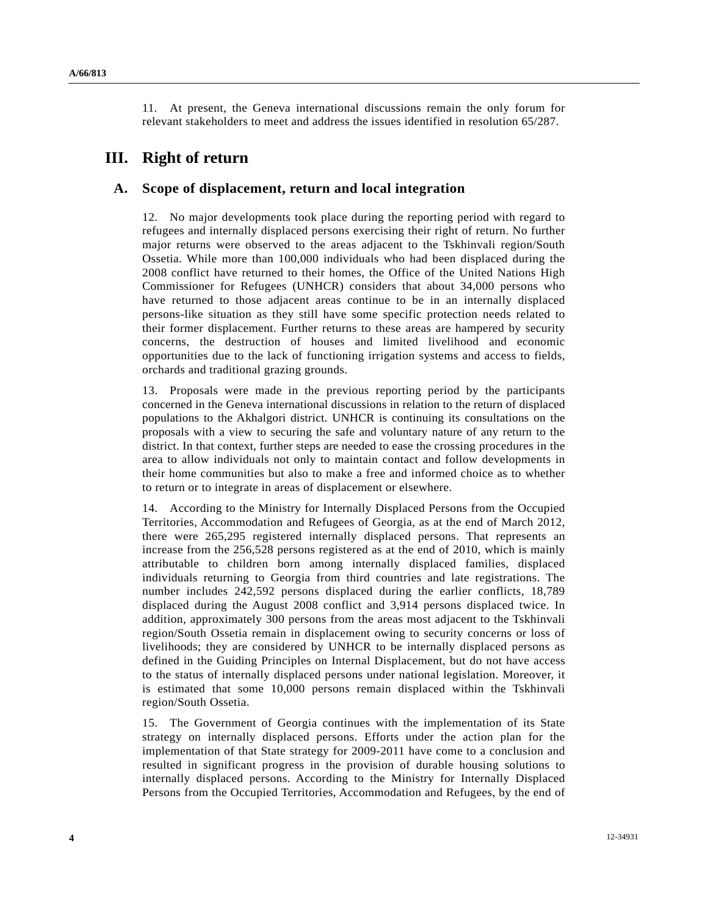11. At present, the Geneva international discussions remain the only forum for relevant stakeholders to meet and address the issues identified in resolution 65/287.

# III. Right of return

## A. Scope of displacement, return and local integration

12. No major developments took place during the reporting period with regard to refugees and internally displaced persons exercising their right of return. No further major returns were observed to the areas adjacent to the Tskhinvali region/South Ossetia. While more than 100,000 individuals who had been displaced during the 2008 conflict have returned to their homes, the Office of the United Nations High Commissioner for Refugees (UNHCR) considers that about 34,000 persons who have returned to those adjacent areas continue to be in an internally displaced persons-like situation as they still have some specific protection needs related to their former displacement. Further returns to these areas are hampered by security concerns, the destruction of houses and limited livelihood and economic opportunities due to the lack of functioning irrigation systems and access to fields, orchards and traditional grazing grounds.

13. Proposals were made in the previous reporting period by the participants concerned in the Geneva international discussions in relation to the return of displaced populations to the Akhalgori district. UNHCR is continuing its consultations on the proposals with a view to securing the safe and voluntary nature of any return to the district. In that context, further steps are needed to ease the crossing procedures in the area to allow individuals not only to maintain contact and follow developments in their home communities but also to make a free and informed choice as to whether to return or to integrate in areas of displacement or elsewhere.

14. According to the Ministry for Internally Displaced Persons from the Occupied Territories, Accommodation and Refugees of Georgia, as at the end of March 2012, there were 265,295 registered internally displaced persons. That represents an increase from the 256,528 persons registered as at the end of 2010, which is mainly attributable to children born among internally displaced families, displaced individuals returning to Georgia from third countries and late registrations. The number includes 242,592 persons displaced during the earlier conflicts, 18,789 displaced during the August 2008 conflict and 3,914 persons displaced twice. In addition, approximately 300 persons from the areas most adjacent to the Tskhinvali region/South Ossetia remain in displacement owing to security concerns or loss of livelihoods; they are considered by UNHCR to be internally displaced persons as defined in the Guiding Principles on Internal Displacement, but do not have access to the status of internally displaced persons under national legislation. Moreover, it is estimated that some 10,000 persons remain displaced within the Tskhinvali region/South Ossetia.

15. The Government of Georgia continues with the implementation of its State strategy on internally displaced persons. Efforts under the action plan for the implementation of that State strategy for 2009-2011 have come to a conclusion and resulted in significant progress in the provision of durable housing solutions to internally displaced persons. According to the Ministry for Internally Displaced Persons from the Occupied Territories, Accommodation and Refugees, by the end of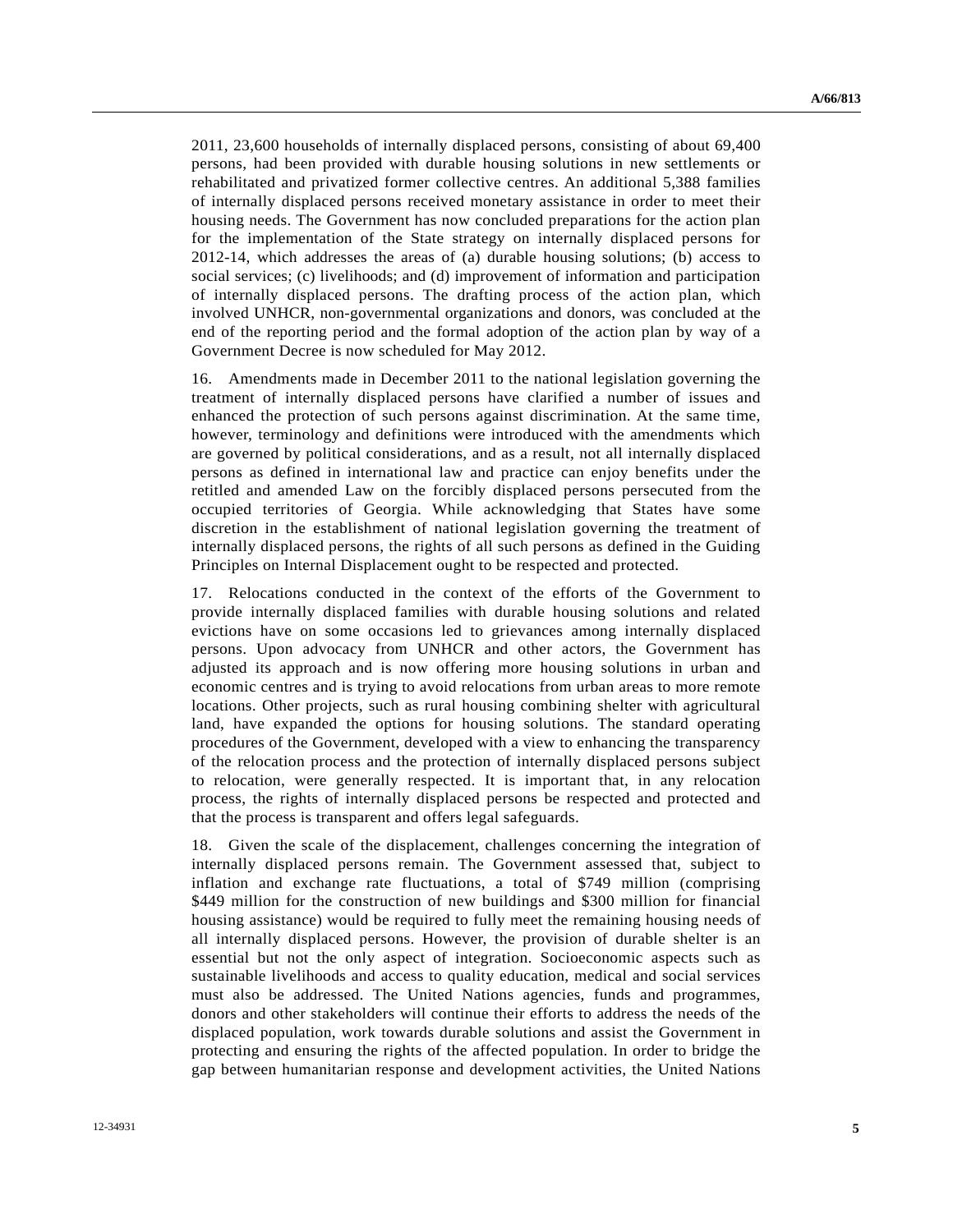2011, 23,600 households of internally displaced persons, consisting of about 69,400 persons, had been provided with durable housing solutions in new settlements or rehabilitated and privatized former collective centres. An additional 5,388 families of internally displaced persons received monetary assistance in order to meet their housing needs. The Government has now concluded preparations for the action plan for the implementation of the State strategy on internally displaced persons for 2012-14, which addresses the areas of (a) durable housing solutions; (b) access to social services; (c) livelihoods; and (d) improvement of information and participation of internally displaced persons. The drafting process of the action plan, which involved UNHCR, non-governmental organizations and donors, was concluded at the end of the reporting period and the formal adoption of the action plan by way of a Government Decree is now scheduled for May 2012.

16. Amendments made in December 2011 to the national legislation governing the treatment of internally displaced persons have clarified a number of issues and enhanced the protection of such persons against discrimination. At the same time, however, terminology and definitions were introduced with the amendments which are governed by political considerations, and as a result, not all internally displaced persons as defined in international law and practice can enjoy benefits under the retitled and amended Law on the forcibly displaced persons persecuted from the occupied territories of Georgia. While acknowledging that States have some discretion in the establishment of national legislation governing the treatment of internally displaced persons, the rights of all such persons as defined in the Guiding Principles on Internal Displacement ought to be respected and protected.

17. Relocations conducted in the context of the efforts of the Government to provide internally displaced families with durable housing solutions and related evictions have on some occasions led to grievances among internally displaced persons. Upon advocacy from UNHCR and other actors, the Government has adjusted its approach and is now offering more housing solutions in urban and economic centres and is trying to avoid relocations from urban areas to more remote locations. Other projects, such as rural housing combining shelter with agricultural land, have expanded the options for housing solutions. The standard operating procedures of the Government, developed with a view to enhancing the transparency of the relocation process and the protection of internally displaced persons subject to relocation, were generally respected. It is important that, in any relocation process, the rights of internally displaced persons be respected and protected and that the process is transparent and offers legal safeguards.

18. Given the scale of the displacement, challenges concerning the integration of internally displaced persons remain. The Government assessed that, subject to inflation and exchange rate fluctuations, a total of $749 million (comprising $449 million for the construction of new buildings and $300 million for financial housing assistance) would be required to fully meet the remaining housing needs of all internally displaced persons. However, the provision of durable shelter is an essential but not the only aspect of integration. Socioeconomic aspects such as sustainable livelihoods and access to quality education, medical and social services must also be addressed. The United Nations agencies, funds and programmes, donors and other stakeholders will continue their efforts to address the needs of the displaced population, work towards durable solutions and assist the Government in protecting and ensuring the rights of the affected population. In order to bridge the gap between humanitarian response and development activities, the United Nations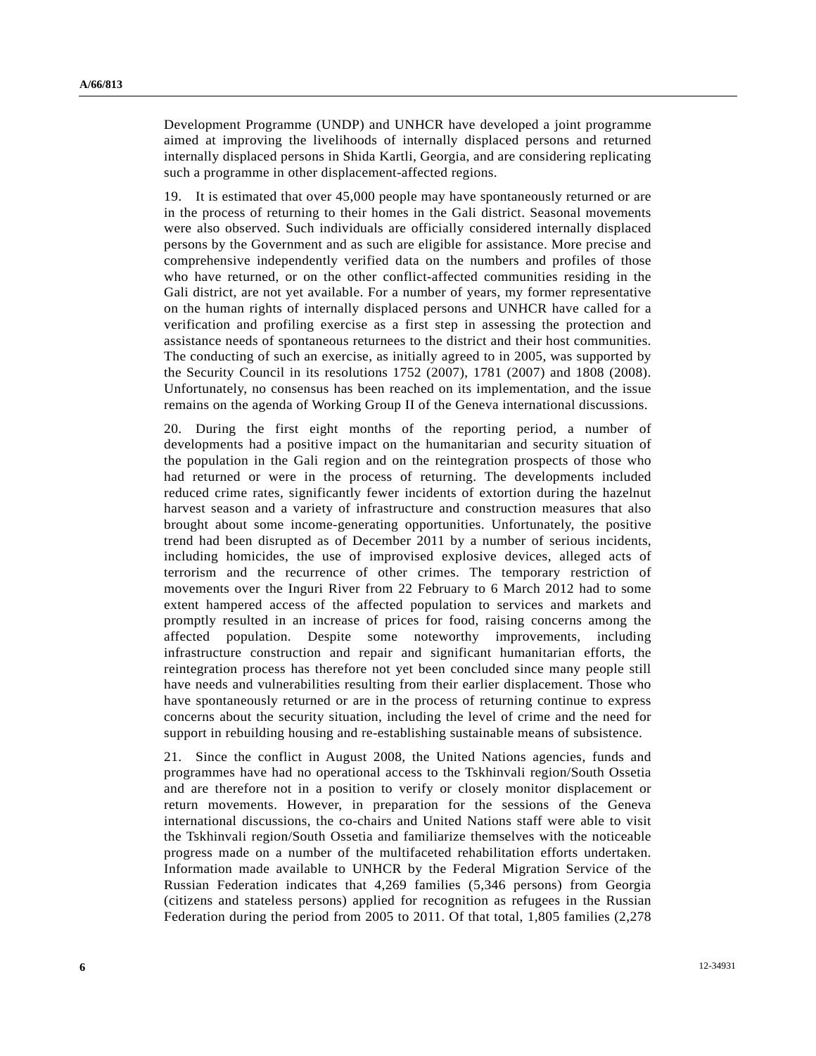Development Programme (UNDP) and UNHCR have developed a joint programme aimed at improving the livelihoods of internally displaced persons and returned internally displaced persons in Shida Kartli, Georgia, and are considering replicating such a programme in other displacement-affected regions.

19. It is estimated that over 45,000 people may have spontaneously returned or are in the process of returning to their homes in the Gali district. Seasonal movements were also observed. Such individuals are officially considered internally displaced persons by the Government and as such are eligible for assistance. More precise and comprehensive independently verified data on the numbers and profiles of those who have returned, or on the other conflict-affected communities residing in the Gali district, are not yet available. For a number of years, my former representative on the human rights of internally displaced persons and UNHCR have called for a verification and profiling exercise as a first step in assessing the protection and assistance needs of spontaneous returnees to the district and their host communities. The conducting of such an exercise, as initially agreed to in 2005, was supported by the Security Council in its resolutions 1752 (2007), 1781 (2007) and 1808 (2008). Unfortunately, no consensus has been reached on its implementation, and the issue remains on the agenda of Working Group II of the Geneva international discussions.

20. During the first eight months of the reporting period, a number of developments had a positive impact on the humanitarian and security situation of the population in the Gali region and on the reintegration prospects of those who had returned or were in the process of returning. The developments included reduced crime rates, significantly fewer incidents of extortion during the hazelnut harvest season and a variety of infrastructure and construction measures that also brought about some income-generating opportunities. Unfortunately, the positive trend had been disrupted as of December 2011 by a number of serious incidents, including homicides, the use of improvised explosive devices, alleged acts of terrorism and the recurrence of other crimes. The temporary restriction of movements over the Inguri River from 22 February to 6 March 2012 had to some extent hampered access of the affected population to services and markets and promptly resulted in an increase of prices for food, raising concerns among the affected population. Despite some noteworthy improvements, including infrastructure construction and repair and significant humanitarian efforts, the reintegration process has therefore not yet been concluded since many people still have needs and vulnerabilities resulting from their earlier displacement. Those who have spontaneously returned or are in the process of returning continue to express concerns about the security situation, including the level of crime and the need for support in rebuilding housing and re-establishing sustainable means of subsistence.

21. Since the conflict in August 2008, the United Nations agencies, funds and programmes have had no operational access to the Tskhinvali region/South Ossetia and are therefore not in a position to verify or closely monitor displacement or return movements. However, in preparation for the sessions of the Geneva international discussions, the co-chairs and United Nations staff were able to visit the Tskhinvali region/South Ossetia and familiarize themselves with the noticeable progress made on a number of the multifaceted rehabilitation efforts undertaken. Information made available to UNHCR by the Federal Migration Service of the Russian Federation indicates that 4,269 families (5,346 persons) from Georgia (citizens and stateless persons) applied for recognition as refugees in the Russian Federation during the period from 2005 to 2011. Of that total, 1,805 families (2,278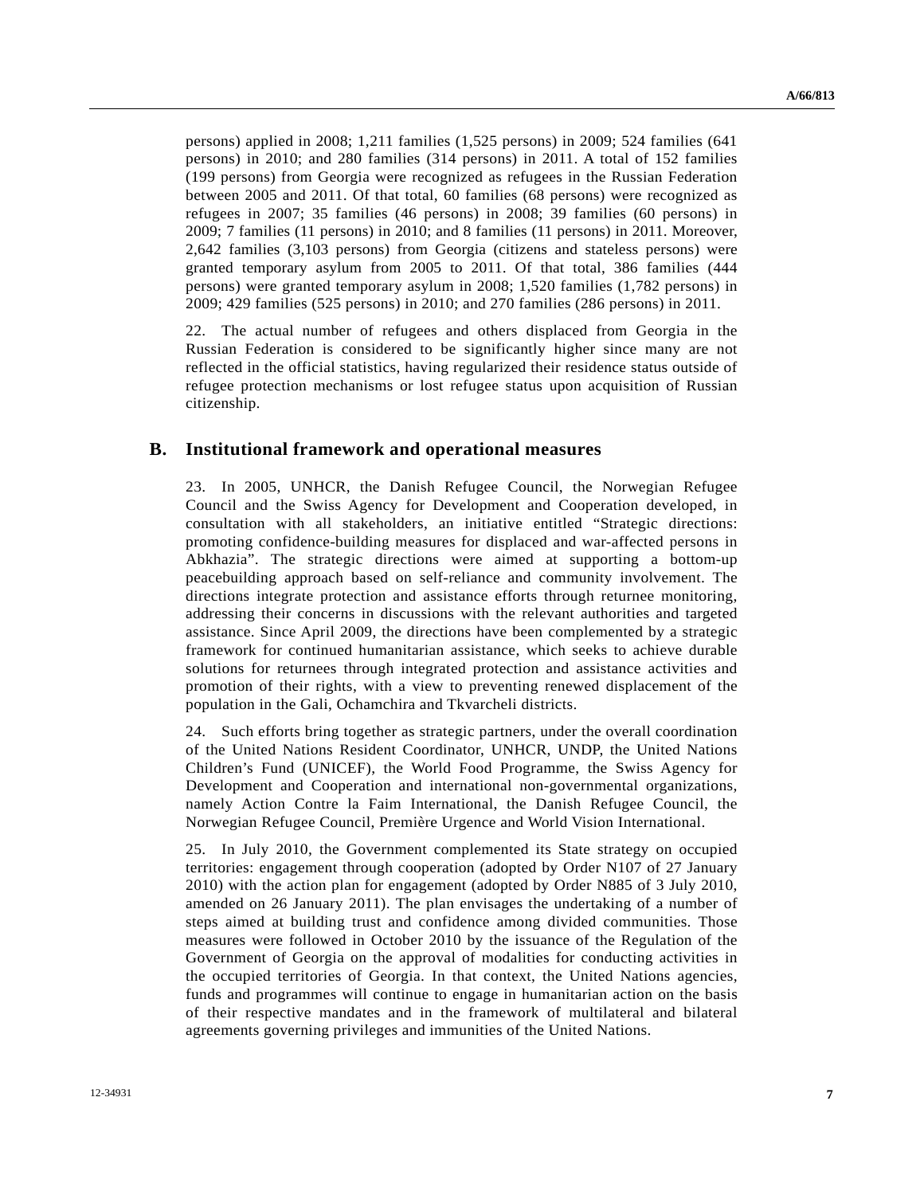persons) applied in 2008; 1,211 families (1,525 persons) in 2009; 524 families (641 persons) in 2010; and 280 families (314 persons) in 2011. A total of 152 families (199 persons) from Georgia were recognized as refugees in the Russian Federation between 2005 and 2011. Of that total, 60 families (68 persons) were recognized as refugees in 2007; 35 families (46 persons) in 2008; 39 families (60 persons) in 2009; 7 families (11 persons) in 2010; and 8 families (11 persons) in 2011. Moreover, 2,642 families (3,103 persons) from Georgia (citizens and stateless persons) were granted temporary asylum from 2005 to 2011. Of that total, 386 families (444 persons) were granted temporary asylum in 2008; 1,520 families (1,782 persons) in 2009; 429 families (525 persons) in 2010; and 270 families (286 persons) in 2011.

22. The actual number of refugees and others displaced from Georgia in the Russian Federation is considered to be significantly higher since many are not reflected in the official statistics, having regularized their residence status outside of refugee protection mechanisms or lost refugee status upon acquisition of Russian citizenship.

## B. Institutional framework and operational measures

23. In 2005, UNHCR, the Danish Refugee Council, the Norwegian Refugee Council and the Swiss Agency for Development and Cooperation developed, in consultation with all stakeholders, an initiative entitled “Strategic directions: promoting confidence-building measures for displaced and war-affected persons in Abkhazia”. The strategic directions were aimed at supporting a bottom-up peacebuilding approach based on self-reliance and community involvement. The directions integrate protection and assistance efforts through returnee monitoring, addressing their concerns in discussions with the relevant authorities and targeted assistance. Since April 2009, the directions have been complemented by a strategic framework for continued humanitarian assistance, which seeks to achieve durable solutions for returnees through integrated protection and assistance activities and promotion of their rights, with a view to preventing renewed displacement of the population in the Gali, Ochamchira and Tkvarcheli districts.

24. Such efforts bring together as strategic partners, under the overall coordination of the United Nations Resident Coordinator, UNHCR, UNDP, the United Nations Children’s Fund (UNICEF), the World Food Programme, the Swiss Agency for Development and Cooperation and international non-governmental organizations, namely Action Contre la Faim International, the Danish Refugee Council, the Norwegian Refugee Council, Première Urgence and World Vision International.

25. In July 2010, the Government complemented its State strategy on occupied territories: engagement through cooperation (adopted by Order N107 of 27 January 2010) with the action plan for engagement (adopted by Order N885 of 3 July 2010, amended on 26 January 2011). The plan envisages the undertaking of a number of steps aimed at building trust and confidence among divided communities. Those measures were followed in October 2010 by the issuance of the Regulation of the Government of Georgia on the approval of modalities for conducting activities in the occupied territories of Georgia. In that context, the United Nations agencies, funds and programmes will continue to engage in humanitarian action on the basis of their respective mandates and in the framework of multilateral and bilateral agreements governing privileges and immunities of the United Nations.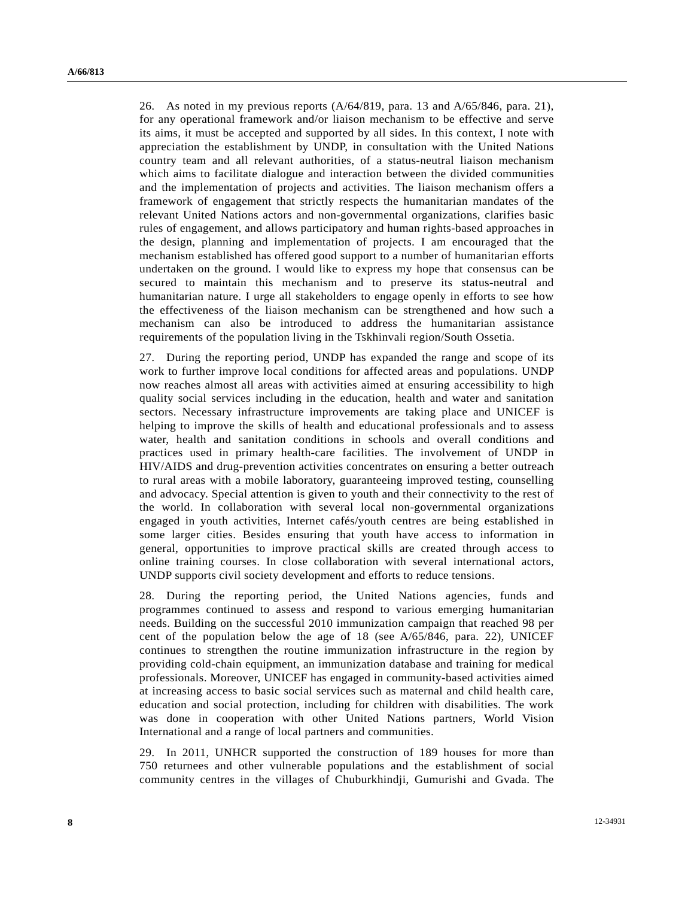26. As noted in my previous reports (A/64/819, para. 13 and A/65/846, para. 21), for any operational framework and/or liaison mechanism to be effective and serve its aims, it must be accepted and supported by all sides. In this context, I note with appreciation the establishment by UNDP, in consultation with the United Nations country team and all relevant authorities, of a status-neutral liaison mechanism which aims to facilitate dialogue and interaction between the divided communities and the implementation of projects and activities. The liaison mechanism offers a framework of engagement that strictly respects the humanitarian mandates of the relevant United Nations actors and non-governmental organizations, clarifies basic rules of engagement, and allows participatory and human rights-based approaches in the design, planning and implementation of projects. I am encouraged that the mechanism established has offered good support to a number of humanitarian efforts undertaken on the ground. I would like to express my hope that consensus can be secured to maintain this mechanism and to preserve its status-neutral and humanitarian nature. I urge all stakeholders to engage openly in efforts to see how the effectiveness of the liaison mechanism can be strengthened and how such a mechanism can also be introduced to address the humanitarian assistance requirements of the population living in the Tskhinvali region/South Ossetia.

27. During the reporting period, UNDP has expanded the range and scope of its work to further improve local conditions for affected areas and populations. UNDP now reaches almost all areas with activities aimed at ensuring accessibility to high quality social services including in the education, health and water and sanitation sectors. Necessary infrastructure improvements are taking place and UNICEF is helping to improve the skills of health and educational professionals and to assess water, health and sanitation conditions in schools and overall conditions and practices used in primary health-care facilities. The involvement of UNDP in HIV/AIDS and drug-prevention activities concentrates on ensuring a better outreach to rural areas with a mobile laboratory, guaranteeing improved testing, counselling and advocacy. Special attention is given to youth and their connectivity to the rest of the world. In collaboration with several local non-governmental organizations engaged in youth activities, Internet cafés/youth centres are being established in some larger cities. Besides ensuring that youth have access to information in general, opportunities to improve practical skills are created through access to online training courses. In close collaboration with several international actors, UNDP supports civil society development and efforts to reduce tensions.

28. During the reporting period, the United Nations agencies, funds and programmes continued to assess and respond to various emerging humanitarian needs. Building on the successful 2010 immunization campaign that reached 98 per cent of the population below the age of 18 (see A/65/846, para. 22), UNICEF continues to strengthen the routine immunization infrastructure in the region by providing cold-chain equipment, an immunization database and training for medical professionals. Moreover, UNICEF has engaged in community-based activities aimed at increasing access to basic social services such as maternal and child health care, education and social protection, including for children with disabilities. The work was done in cooperation with other United Nations partners, World Vision International and a range of local partners and communities.

29. In 2011, UNHCR supported the construction of 189 houses for more than 750 returnees and other vulnerable populations and the establishment of social community centres in the villages of Chuburkhindji, Gumurishi and Gvada. The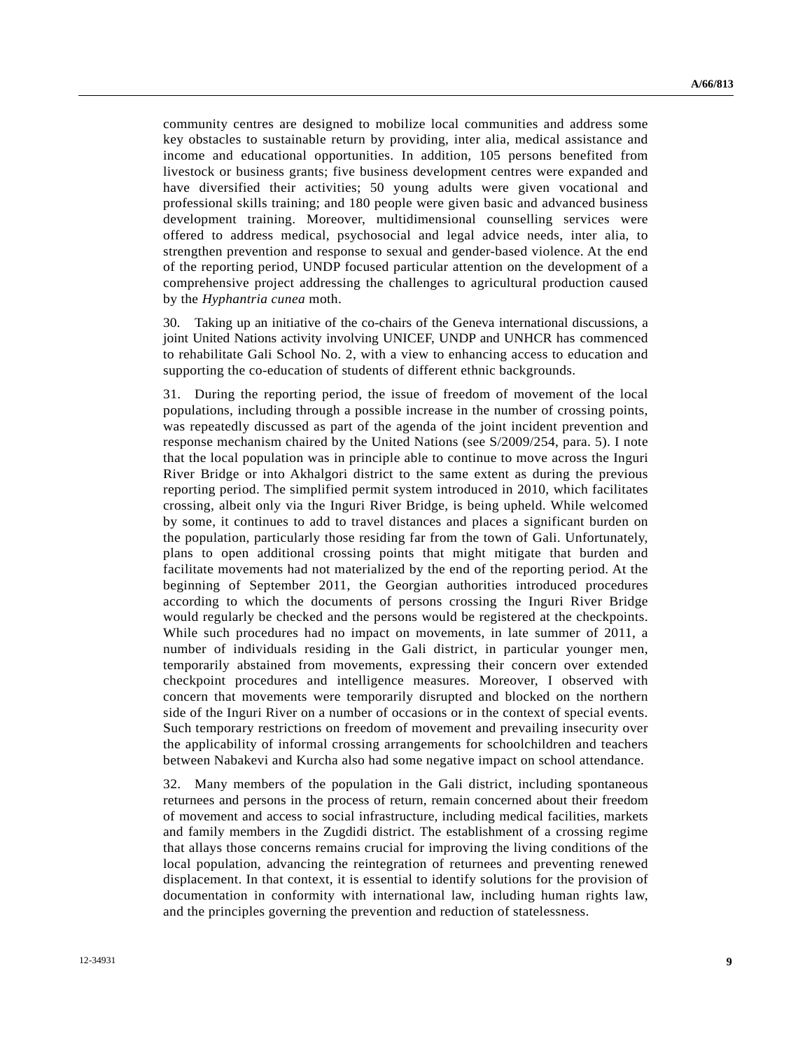community centres are designed to mobilize local communities and address some key obstacles to sustainable return by providing, inter alia, medical assistance and income and educational opportunities. In addition, 105 persons benefited from livestock or business grants; five business development centres were expanded and have diversified their activities; 50 young adults were given vocational and professional skills training; and 180 people were given basic and advanced business development training. Moreover, multidimensional counselling services were offered to address medical, psychosocial and legal advice needs, inter alia, to strengthen prevention and response to sexual and gender-based violence. At the end of the reporting period, UNDP focused particular attention on the development of a comprehensive project addressing the challenges to agricultural production caused by the *Hyphantria cunea* moth.

30. Taking up an initiative of the co-chairs of the Geneva international discussions, a joint United Nations activity involving UNICEF, UNDP and UNHCR has commenced to rehabilitate Gali School No. 2, with a view to enhancing access to education and supporting the co-education of students of different ethnic backgrounds.

31. During the reporting period, the issue of freedom of movement of the local populations, including through a possible increase in the number of crossing points, was repeatedly discussed as part of the agenda of the joint incident prevention and response mechanism chaired by the United Nations (see S/2009/254, para. 5). I note that the local population was in principle able to continue to move across the Inguri River Bridge or into Akhalgori district to the same extent as during the previous reporting period. The simplified permit system introduced in 2010, which facilitates crossing, albeit only via the Inguri River Bridge, is being upheld. While welcomed by some, it continues to add to travel distances and places a significant burden on the population, particularly those residing far from the town of Gali. Unfortunately, plans to open additional crossing points that might mitigate that burden and facilitate movements had not materialized by the end of the reporting period. At the beginning of September 2011, the Georgian authorities introduced procedures according to which the documents of persons crossing the Inguri River Bridge would regularly be checked and the persons would be registered at the checkpoints. While such procedures had no impact on movements, in late summer of 2011, a number of individuals residing in the Gali district, in particular younger men, temporarily abstained from movements, expressing their concern over extended checkpoint procedures and intelligence measures. Moreover, I observed with concern that movements were temporarily disrupted and blocked on the northern side of the Inguri River on a number of occasions or in the context of special events. Such temporary restrictions on freedom of movement and prevailing insecurity over the applicability of informal crossing arrangements for schoolchildren and teachers between Nabakevi and Kurcha also had some negative impact on school attendance.

32. Many members of the population in the Gali district, including spontaneous returnees and persons in the process of return, remain concerned about their freedom of movement and access to social infrastructure, including medical facilities, markets and family members in the Zugdidi district. The establishment of a crossing regime that allays those concerns remains crucial for improving the living conditions of the local population, advancing the reintegration of returnees and preventing renewed displacement. In that context, it is essential to identify solutions for the provision of documentation in conformity with international law, including human rights law, and the principles governing the prevention and reduction of statelessness.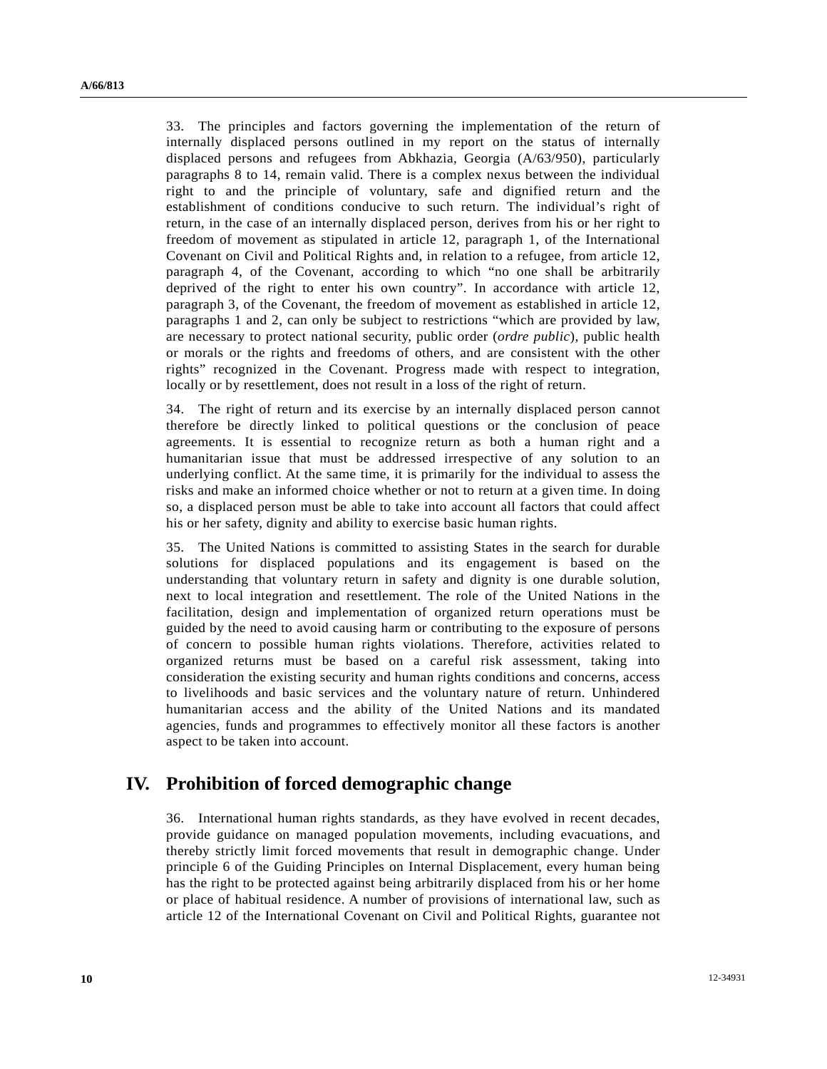33. The principles and factors governing the implementation of the return of internally displaced persons outlined in my report on the status of internally displaced persons and refugees from Abkhazia, Georgia (A/63/950), particularly paragraphs 8 to 14, remain valid. There is a complex nexus between the individual right to and the principle of voluntary, safe and dignified return and the establishment of conditions conducive to such return. The individual's right of return, in the case of an internally displaced person, derives from his or her right to freedom of movement as stipulated in article 12, paragraph 1, of the International Covenant on Civil and Political Rights and, in relation to a refugee, from article 12, paragraph 4, of the Covenant, according to which "no one shall be arbitrarily deprived of the right to enter his own country". In accordance with article 12, paragraph 3, of the Covenant, the freedom of movement as established in article 12, paragraphs 1 and 2, can only be subject to restrictions "which are provided by law, are necessary to protect national security, public order (*ordre public*), public health or morals or the rights and freedoms of others, and are consistent with the other rights" recognized in the Covenant. Progress made with respect to integration, locally or by resettlement, does not result in a loss of the right of return.

34. The right of return and its exercise by an internally displaced person cannot therefore be directly linked to political questions or the conclusion of peace agreements. It is essential to recognize return as both a human right and a humanitarian issue that must be addressed irrespective of any solution to an underlying conflict. At the same time, it is primarily for the individual to assess the risks and make an informed choice whether or not to return at a given time. In doing so, a displaced person must be able to take into account all factors that could affect his or her safety, dignity and ability to exercise basic human rights.

35. The United Nations is committed to assisting States in the search for durable solutions for displaced populations and its engagement is based on the understanding that voluntary return in safety and dignity is one durable solution, next to local integration and resettlement. The role of the United Nations in the facilitation, design and implementation of organized return operations must be guided by the need to avoid causing harm or contributing to the exposure of persons of concern to possible human rights violations. Therefore, activities related to organized returns must be based on a careful risk assessment, taking into consideration the existing security and human rights conditions and concerns, access to livelihoods and basic services and the voluntary nature of return. Unhindered humanitarian access and the ability of the United Nations and its mandated agencies, funds and programmes to effectively monitor all these factors is another aspect to be taken into account.

## IV. Prohibition of forced demographic change

36. International human rights standards, as they have evolved in recent decades, provide guidance on managed population movements, including evacuations, and thereby strictly limit forced movements that result in demographic change. Under principle 6 of the Guiding Principles on Internal Displacement, every human being has the right to be protected against being arbitrarily displaced from his or her home or place of habitual residence. A number of provisions of international law, such as article 12 of the International Covenant on Civil and Political Rights, guarantee not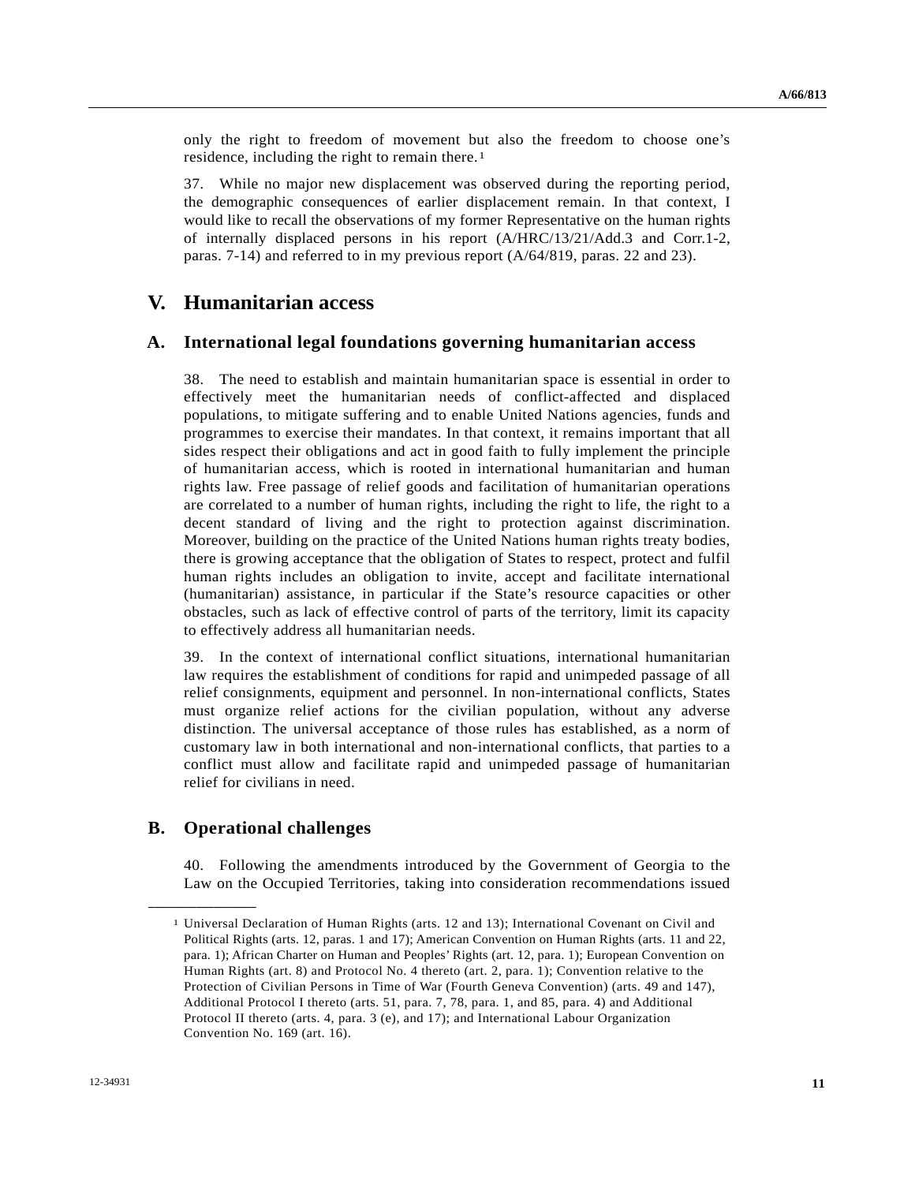only the right to freedom of movement but also the freedom to choose one's residence, including the right to remain there.[1]

37. While no major new displacement was observed during the reporting period, the demographic consequences of earlier displacement remain. In that context, I would like to recall the observations of my former Representative on the human rights of internally displaced persons in his report (A/HRC/13/21/Add.3 and Corr.1-2, paras. 7-14) and referred to in my previous report (A/64/819, paras. 22 and 23).

## V. Humanitarian access

### A. International legal foundations governing humanitarian access

38. The need to establish and maintain humanitarian space is essential in order to effectively meet the humanitarian needs of conflict-affected and displaced populations, to mitigate suffering and to enable United Nations agencies, funds and programmes to exercise their mandates. In that context, it remains important that all sides respect their obligations and act in good faith to fully implement the principle of humanitarian access, which is rooted in international humanitarian and human rights law. Free passage of relief goods and facilitation of humanitarian operations are correlated to a number of human rights, including the right to life, the right to a decent standard of living and the right to protection against discrimination. Moreover, building on the practice of the United Nations human rights treaty bodies, there is growing acceptance that the obligation of States to respect, protect and fulfil human rights includes an obligation to invite, accept and facilitate international (humanitarian) assistance, in particular if the State's resource capacities or other obstacles, such as lack of effective control of parts of the territory, limit its capacity to effectively address all humanitarian needs.

39. In the context of international conflict situations, international humanitarian law requires the establishment of conditions for rapid and unimpeded passage of all relief consignments, equipment and personnel. In non-international conflicts, States must organize relief actions for the civilian population, without any adverse distinction. The universal acceptance of those rules has established, as a norm of customary law in both international and non-international conflicts, that parties to a conflict must allow and facilitate rapid and unimpeded passage of humanitarian relief for civilians in need.

### B. Operational challenges

40. Following the amendments introduced by the Government of Georgia to the Law on the Occupied Territories, taking into consideration recommendations issued

---

[1] Universal Declaration of Human Rights (arts. 12 and 13); International Covenant on Civil and Political Rights (arts. 12, paras. 1 and 17); American Convention on Human Rights (arts. 11 and 22, para. 1); African Charter on Human and Peoples' Rights (art. 12, para. 1); European Convention on Human Rights (art. 8) and Protocol No. 4 thereto (art. 2, para. 1); Convention relative to the Protection of Civilian Persons in Time of War (Fourth Geneva Convention) (arts. 49 and 147), Additional Protocol I thereto (arts. 51, para. 7, 78, para. 1, and 85, para. 4) and Additional Protocol II thereto (arts. 4, para. 3 (e), and 17); and International Labour Organization Convention No. 169 (art. 16).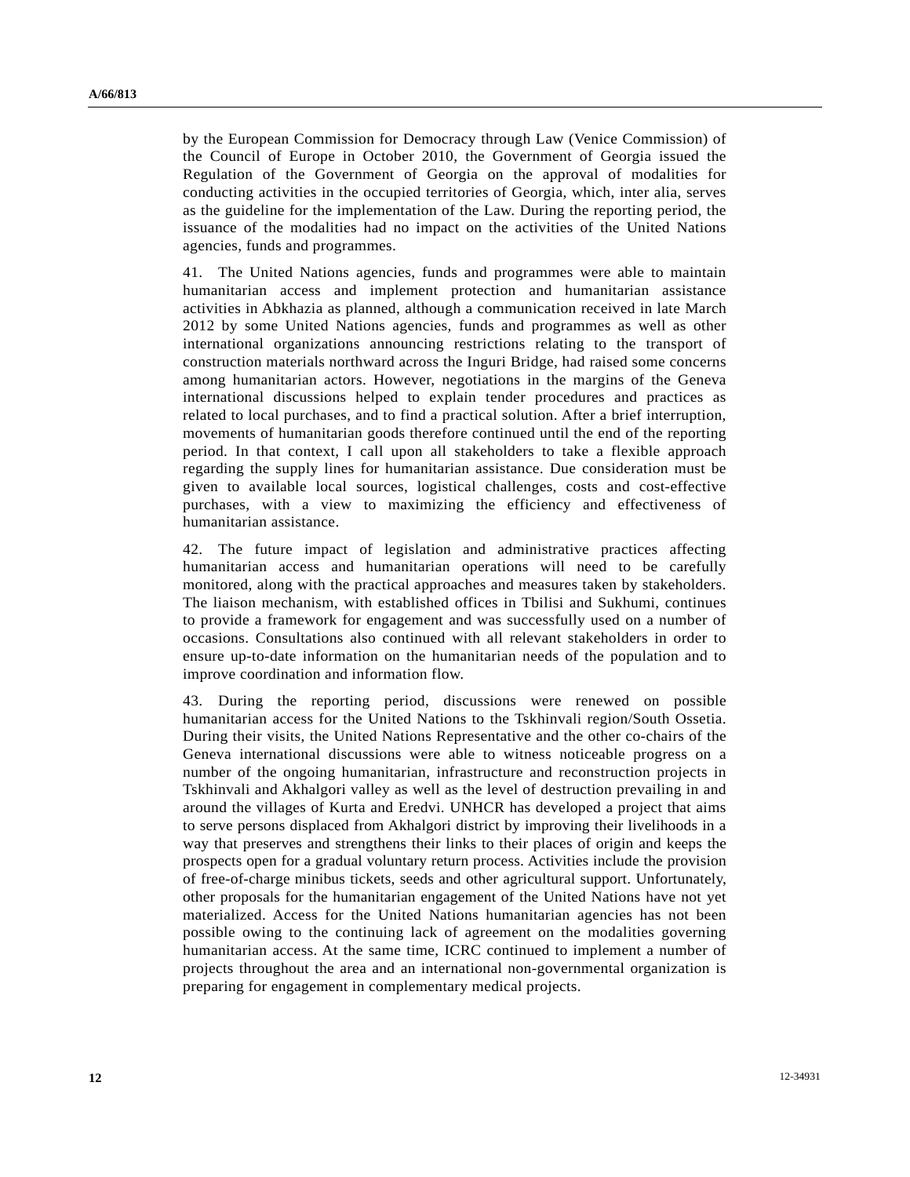by the European Commission for Democracy through Law (Venice Commission) of the Council of Europe in October 2010, the Government of Georgia issued the Regulation of the Government of Georgia on the approval of modalities for conducting activities in the occupied territories of Georgia, which, inter alia, serves as the guideline for the implementation of the Law. During the reporting period, the issuance of the modalities had no impact on the activities of the United Nations agencies, funds and programmes.

41. The United Nations agencies, funds and programmes were able to maintain humanitarian access and implement protection and humanitarian assistance activities in Abkhazia as planned, although a communication received in late March 2012 by some United Nations agencies, funds and programmes as well as other international organizations announcing restrictions relating to the transport of construction materials northward across the Inguri Bridge, had raised some concerns among humanitarian actors. However, negotiations in the margins of the Geneva international discussions helped to explain tender procedures and practices as related to local purchases, and to find a practical solution. After a brief interruption, movements of humanitarian goods therefore continued until the end of the reporting period. In that context, I call upon all stakeholders to take a flexible approach regarding the supply lines for humanitarian assistance. Due consideration must be given to available local sources, logistical challenges, costs and cost-effective purchases, with a view to maximizing the efficiency and effectiveness of humanitarian assistance.

42. The future impact of legislation and administrative practices affecting humanitarian access and humanitarian operations will need to be carefully monitored, along with the practical approaches and measures taken by stakeholders. The liaison mechanism, with established offices in Tbilisi and Sukhumi, continues to provide a framework for engagement and was successfully used on a number of occasions. Consultations also continued with all relevant stakeholders in order to ensure up-to-date information on the humanitarian needs of the population and to improve coordination and information flow.

43. During the reporting period, discussions were renewed on possible humanitarian access for the United Nations to the Tskhinvali region/South Ossetia. During their visits, the United Nations Representative and the other co-chairs of the Geneva international discussions were able to witness noticeable progress on a number of the ongoing humanitarian, infrastructure and reconstruction projects in Tskhinvali and Akhalgori valley as well as the level of destruction prevailing in and around the villages of Kurta and Eredvi. UNHCR has developed a project that aims to serve persons displaced from Akhalgori district by improving their livelihoods in a way that preserves and strengthens their links to their places of origin and keeps the prospects open for a gradual voluntary return process. Activities include the provision of free-of-charge minibus tickets, seeds and other agricultural support. Unfortunately, other proposals for the humanitarian engagement of the United Nations have not yet materialized. Access for the United Nations humanitarian agencies has not been possible owing to the continuing lack of agreement on the modalities governing humanitarian access. At the same time, ICRC continued to implement a number of projects throughout the area and an international non-governmental organization is preparing for engagement in complementary medical projects.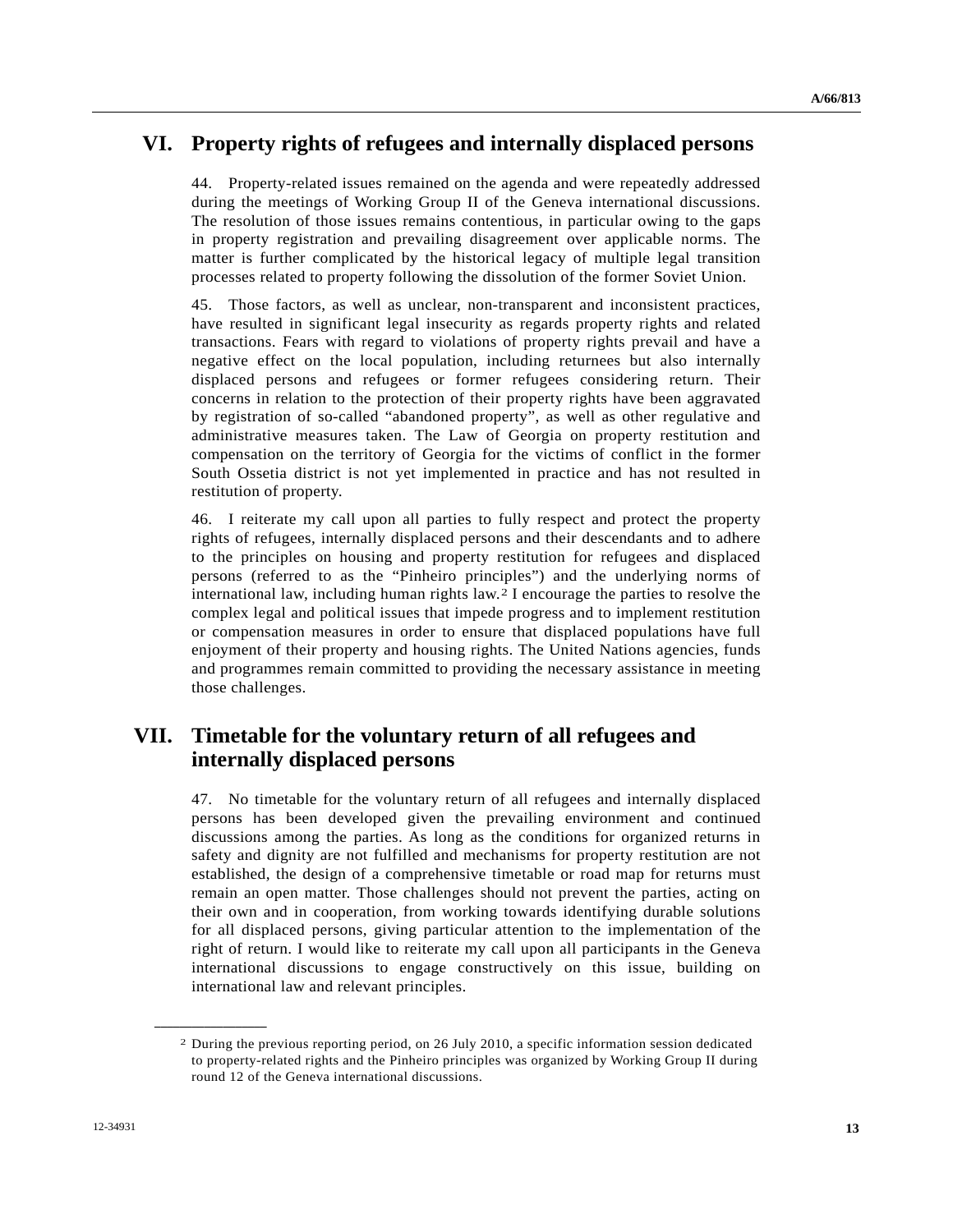# VI. Property rights of refugees and internally displaced persons

44. Property-related issues remained on the agenda and were repeatedly addressed during the meetings of Working Group II of the Geneva international discussions. The resolution of those issues remains contentious, in particular owing to the gaps in property registration and prevailing disagreement over applicable norms. The matter is further complicated by the historical legacy of multiple legal transition processes related to property following the dissolution of the former Soviet Union.

45. Those factors, as well as unclear, non-transparent and inconsistent practices, have resulted in significant legal insecurity as regards property rights and related transactions. Fears with regard to violations of property rights prevail and have a negative effect on the local population, including returnees but also internally displaced persons and refugees or former refugees considering return. Their concerns in relation to the protection of their property rights have been aggravated by registration of so-called "abandoned property", as well as other regulative and administrative measures taken. The Law of Georgia on property restitution and compensation on the territory of Georgia for the victims of conflict in the former South Ossetia district is not yet implemented in practice and has not resulted in restitution of property.

46. I reiterate my call upon all parties to fully respect and protect the property rights of refugees, internally displaced persons and their descendants and to adhere to the principles on housing and property restitution for refugees and displaced persons (referred to as the "Pinheiro principles") and the underlying norms of international law, including human rights law.[2] I encourage the parties to resolve the complex legal and political issues that impede progress and to implement restitution or compensation measures in order to ensure that displaced populations have full enjoyment of their property and housing rights. The United Nations agencies, funds and programmes remain committed to providing the necessary assistance in meeting those challenges.

# VII. Timetable for the voluntary return of all refugees and internally displaced persons

47. No timetable for the voluntary return of all refugees and internally displaced persons has been developed given the prevailing environment and continued discussions among the parties. As long as the conditions for organized returns in safety and dignity are not fulfilled and mechanisms for property restitution are not established, the design of a comprehensive timetable or road map for returns must remain an open matter. Those challenges should not prevent the parties, acting on their own and in cooperation, from working towards identifying durable solutions for all displaced persons, giving particular attention to the implementation of the right of return. I would like to reiterate my call upon all participants in the Geneva international discussions to engage constructively on this issue, building on international law and relevant principles.

---

[2] During the previous reporting period, on 26 July 2010, a specific information session dedicated to property-related rights and the Pinheiro principles was organized by Working Group II during round 12 of the Geneva international discussions.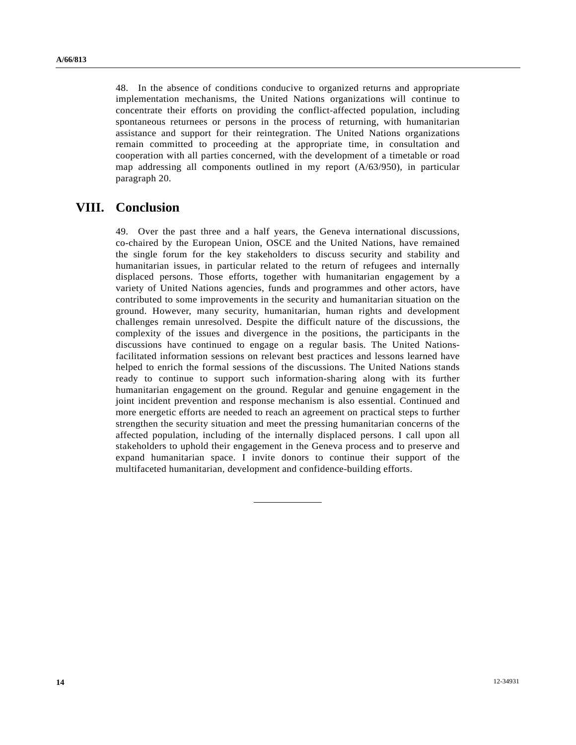48. In the absence of conditions conducive to organized returns and appropriate implementation mechanisms, the United Nations organizations will continue to concentrate their efforts on providing the conflict-affected population, including spontaneous returnees or persons in the process of returning, with humanitarian assistance and support for their reintegration. The United Nations organizations remain committed to proceeding at the appropriate time, in consultation and cooperation with all parties concerned, with the development of a timetable or road map addressing all components outlined in my report (A/63/950), in particular paragraph 20.

## VIII. Conclusion

49. Over the past three and a half years, the Geneva international discussions, co-chaired by the European Union, OSCE and the United Nations, have remained the single forum for the key stakeholders to discuss security and stability and humanitarian issues, in particular related to the return of refugees and internally displaced persons. Those efforts, together with humanitarian engagement by a variety of United Nations agencies, funds and programmes and other actors, have contributed to some improvements in the security and humanitarian situation on the ground. However, many security, humanitarian, human rights and development challenges remain unresolved. Despite the difficult nature of the discussions, the complexity of the issues and divergence in the positions, the participants in the discussions have continued to engage on a regular basis. The United Nations-facilitated information sessions on relevant best practices and lessons learned have helped to enrich the formal sessions of the discussions. The United Nations stands ready to continue to support such information-sharing along with its further humanitarian engagement on the ground. Regular and genuine engagement in the joint incident prevention and response mechanism is also essential. Continued and more energetic efforts are needed to reach an agreement on practical steps to further strengthen the security situation and meet the pressing humanitarian concerns of the affected population, including of the internally displaced persons. I call upon all stakeholders to uphold their engagement in the Geneva process and to preserve and expand humanitarian space. I invite donors to continue their support of the multifaceted humanitarian, development and confidence-building efforts.